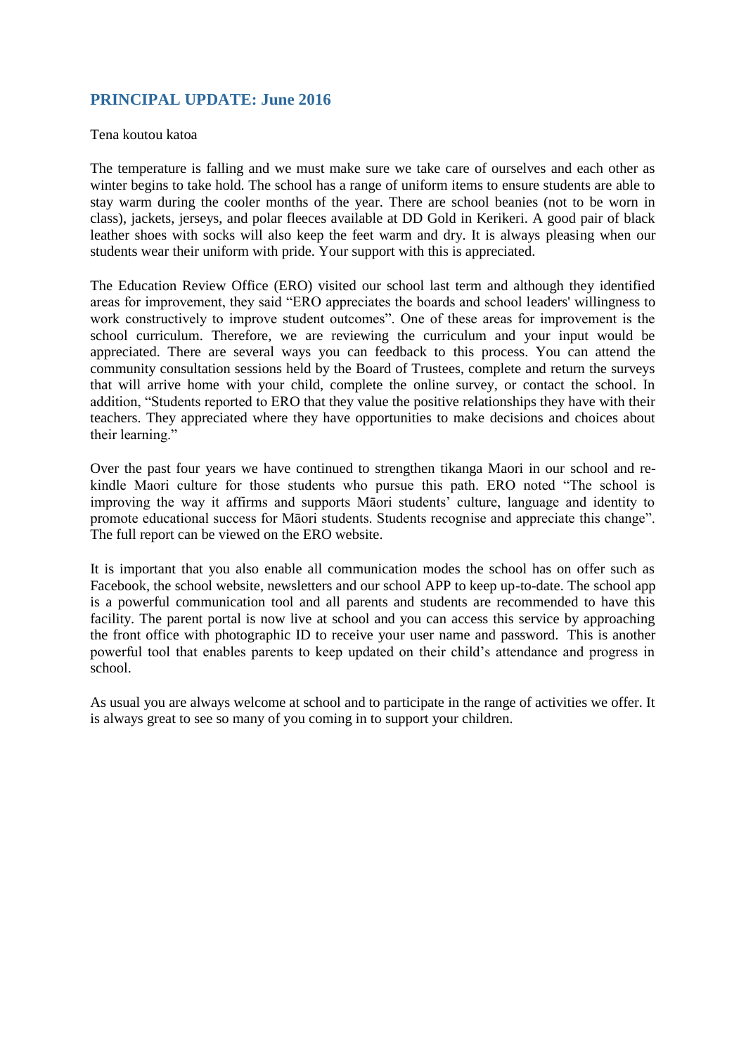## PRINCIPAL UPDATE: June 2016

Tena koutou katoa

The temperature is falling and we must make sure we take care of ourselves and each other as winter begins to take hold. The school has a range of uniform items to ensure students are able to stay warm during the cooler months of the year. There are school beanies (not to be worn in class), jackets, jerseys, and polar fleeces available at DD Gold in Kerikeri. A good pair of black leather shoes with socks will also keep the feet warm and dry. It is always pleasing when our students wear their uniform with pride. Your support with this is appreciated.

The Education Review Office (ERO) visited our school last term and although they identified areas for improvement, they said "ERO appreciates the boards and school leaders' willingness to work constructively to improve student outcomes". One of these areas for improvement is the school curriculum. Therefore, we are reviewing the curriculum and your input would be appreciated. There are several ways you can feedback to this process. You can attend the community consultation sessions held by the Board of Trustees, complete and return the surveys that will arrive home with your child, complete the online survey, or contact the school. In addition, "Students reported to ERO that they value the positive relationships they have with their teachers. They appreciated where they have opportunities to make decisions and choices about their learning."

Over the past four years we have continued to strengthen tikanga Maori in our school and re-kindle Maori culture for those students who pursue this path. ERO noted "The school is improving the way it affirms and supports Māori students' culture, language and identity to promote educational success for Māori students. Students recognise and appreciate this change". The full report can be viewed on the ERO website.

It is important that you also enable all communication modes the school has on offer such as Facebook, the school website, newsletters and our school APP to keep up-to-date. The school app is a powerful communication tool and all parents and students are recommended to have this facility. The parent portal is now live at school and you can access this service by approaching the front office with photographic ID to receive your user name and password. This is another powerful tool that enables parents to keep updated on their child's attendance and progress in school.

As usual you are always welcome at school and to participate in the range of activities we offer. It is always great to see so many of you coming in to support your children.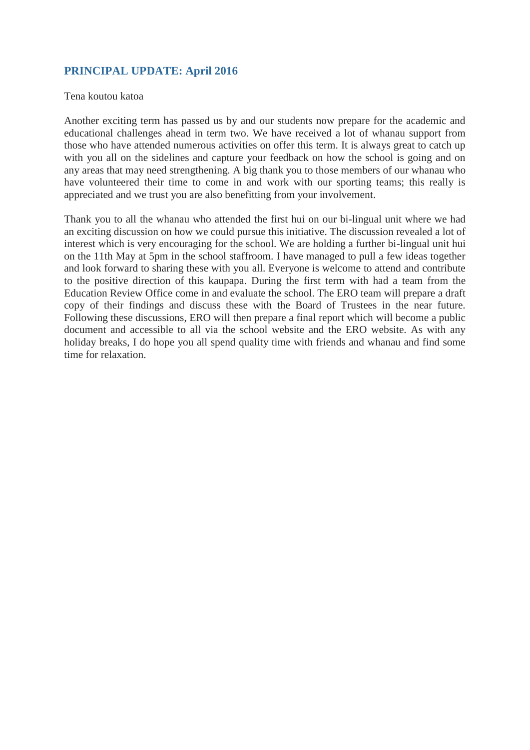## PRINCIPAL UPDATE: April 2016

Tena koutou katoa

Another exciting term has passed us by and our students now prepare for the academic and educational challenges ahead in term two. We have received a lot of whanau support from those who have attended numerous activities on offer this term. It is always great to catch up with you all on the sidelines and capture your feedback on how the school is going and on any areas that may need strengthening. A big thank you to those members of our whanau who have volunteered their time to come in and work with our sporting teams; this really is appreciated and we trust you are also benefitting from your involvement.

Thank you to all the whanau who attended the first hui on our bi-lingual unit where we had an exciting discussion on how we could pursue this initiative. The discussion revealed a lot of interest which is very encouraging for the school. We are holding a further bi-lingual unit hui on the 11th May at 5pm in the school staffroom. I have managed to pull a few ideas together and look forward to sharing these with you all. Everyone is welcome to attend and contribute to the positive direction of this kaupapa. During the first term with had a team from the Education Review Office come in and evaluate the school. The ERO team will prepare a draft copy of their findings and discuss these with the Board of Trustees in the near future. Following these discussions, ERO will then prepare a final report which will become a public document and accessible to all via the school website and the ERO website. As with any holiday breaks, I do hope you all spend quality time with friends and whanau and find some time for relaxation.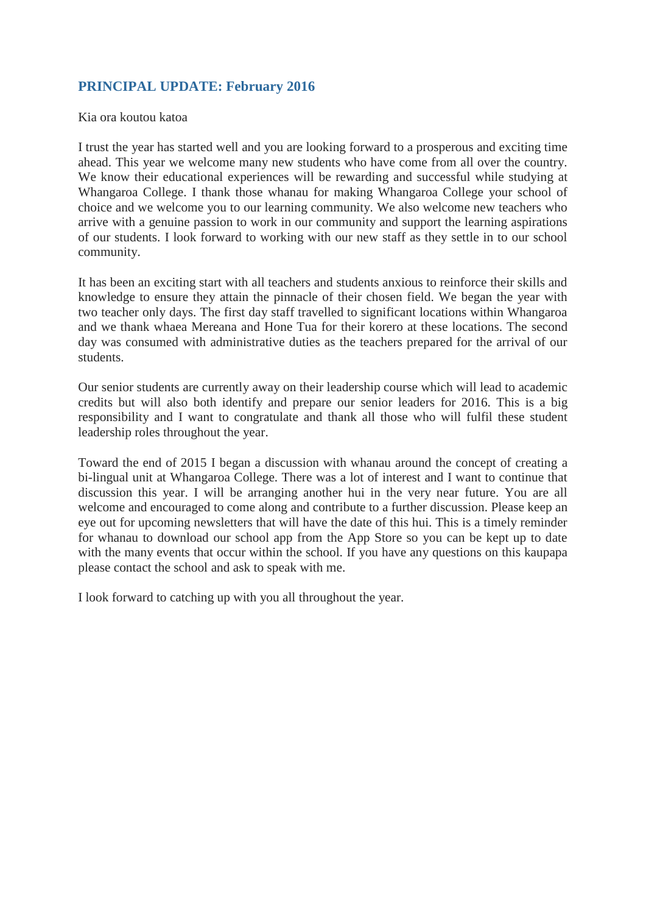## PRINCIPAL UPDATE: February 2016

Kia ora koutou katoa

I trust the year has started well and you are looking forward to a prosperous and exciting time ahead. This year we welcome many new students who have come from all over the country. We know their educational experiences will be rewarding and successful while studying at Whangaroa College. I thank those whanau for making Whangaroa College your school of choice and we welcome you to our learning community. We also welcome new teachers who arrive with a genuine passion to work in our community and support the learning aspirations of our students. I look forward to working with our new staff as they settle in to our school community.

It has been an exciting start with all teachers and students anxious to reinforce their skills and knowledge to ensure they attain the pinnacle of their chosen field. We began the year with two teacher only days. The first day staff travelled to significant locations within Whangaroa and we thank whaea Mereana and Hone Tua for their korero at these locations. The second day was consumed with administrative duties as the teachers prepared for the arrival of our students.

Our senior students are currently away on their leadership course which will lead to academic credits but will also both identify and prepare our senior leaders for 2016. This is a big responsibility and I want to congratulate and thank all those who will fulfil these student leadership roles throughout the year.

Toward the end of 2015 I began a discussion with whanau around the concept of creating a bi-lingual unit at Whangaroa College. There was a lot of interest and I want to continue that discussion this year. I will be arranging another hui in the very near future. You are all welcome and encouraged to come along and contribute to a further discussion. Please keep an eye out for upcoming newsletters that will have the date of this hui. This is a timely reminder for whanau to download our school app from the App Store so you can be kept up to date with the many events that occur within the school. If you have any questions on this kaupapa please contact the school and ask to speak with me.

I look forward to catching up with you all throughout the year.